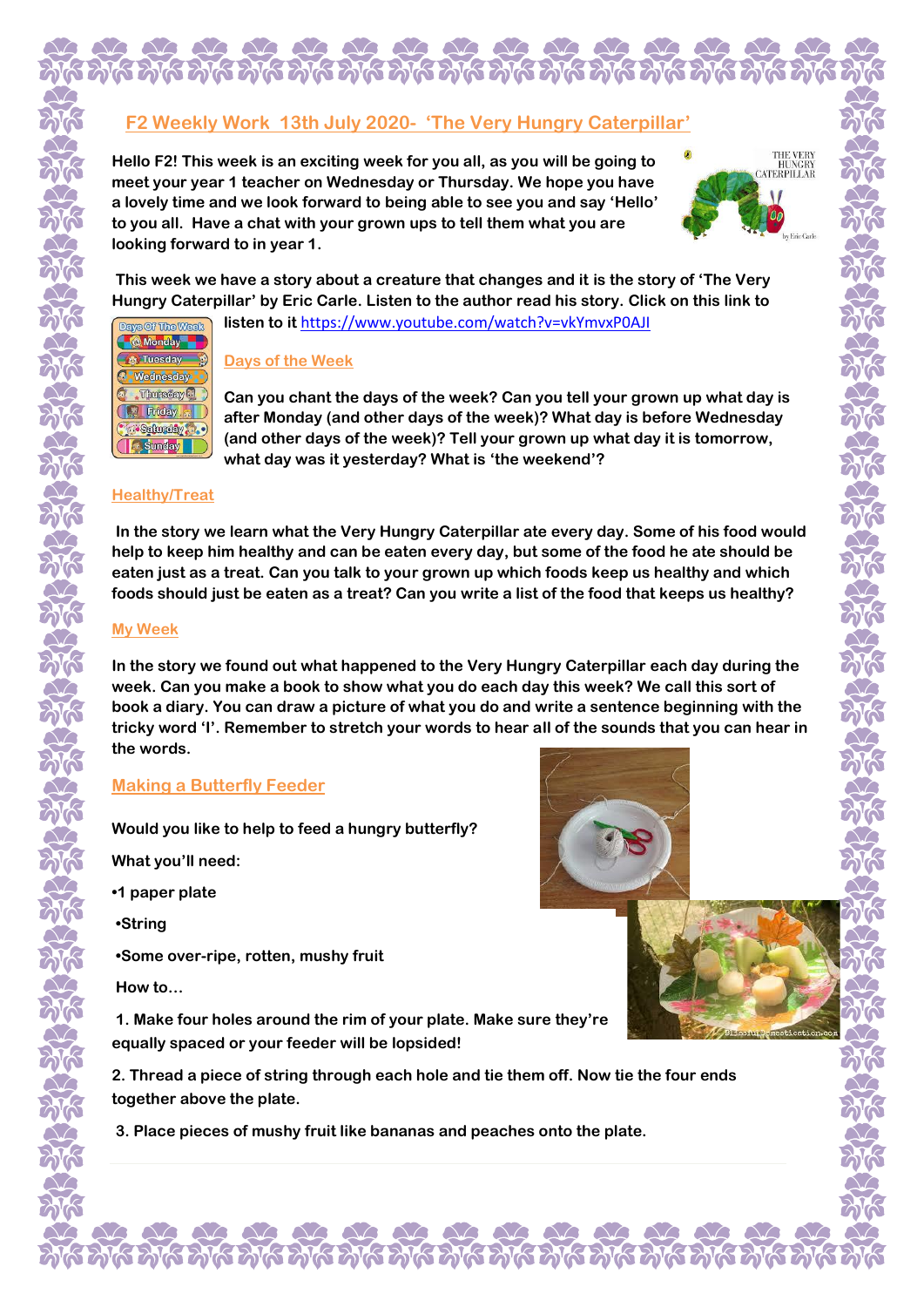# F2 Weekly Work 13th July 2020- 'The Very Hungry Caterpillar'

**Hello F2! This week is an exciting week for you all, as you will be going to meet your year 1 teacher on Wednesday or Thursday. We hope you have a lovely time and we look forward to being able to see you and say 'Hello' to you all. Have a chat with your grown ups to tell them what you are looking forward to in year 1.**

**This week we have a story about a creature that changes and it is the story of 'The Very Hungry Caterpillar' by Eric Carle. Listen to the author read his story. Click on this link to listen to it** https://www.youtube.com/watch?v=vkYmvxP0AJI

## Days of the Week

**Can you chant the days of the week? Can you tell your grown up what day is after Monday (and other days of the week)? What day is before Wednesday (and other days of the week)? Tell your grown up what day it is tomorrow, what day was it yesterday? What is 'the weekend'?**

## Healthy/Treat

**In the story we learn what the Very Hungry Caterpillar ate every day. Some of his food would help to keep him healthy and can be eaten every day, but some of the food he ate should be eaten just as a treat. Can you talk to your grown up which foods keep us healthy and which foods should just be eaten as a treat? Can you write a list of the food that keeps us healthy?**

## My Week

**In the story we found out what happened to the Very Hungry Caterpillar each day during the week. Can you make a book to show what you do each day this week? We call this sort of book a diary. You can draw a picture of what you do and write a sentence beginning with the tricky word 'I'. Remember to stretch your words to hear all of the sounds that you can hear in the words.**

## Making a Butterfly Feeder

**Would you like to help to feed a hungry butterfly?**

**What you'll need:**

- **1 paper plate**
- **String**
- **Some over-ripe, rotten, mushy fruit**

**How to…**

**1. Make four holes around the rim of your plate. Make sure they're equally spaced or your feeder will be lopsided!**

**2. Thread a piece of string through each hole and tie them off. Now tie the four ends together above the plate.**

**3. Place pieces of mushy fruit like bananas and peaches onto the plate.**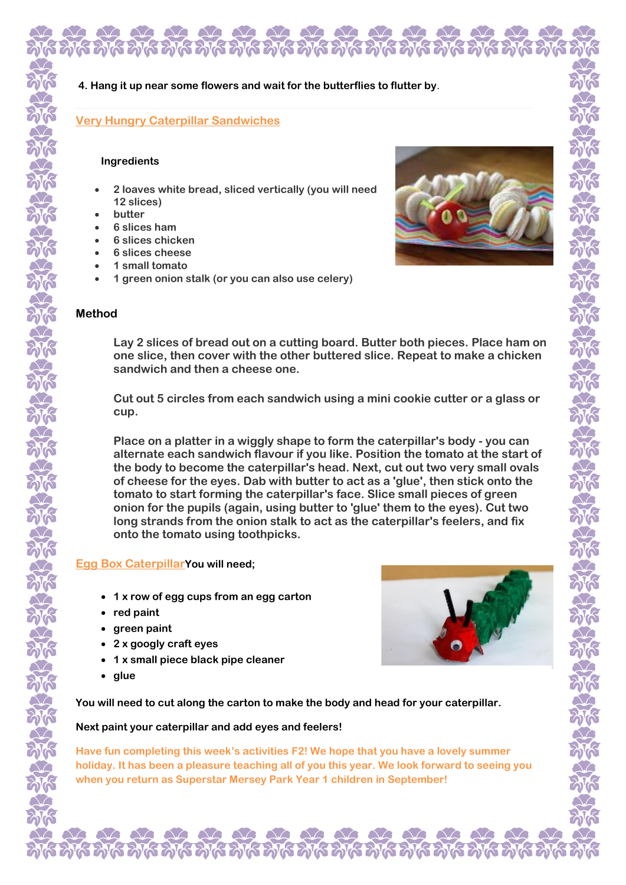4. Hang it up near some flowers and wait for the butterflies to flutter by.

## Very Hungry Caterpillar Sandwiches

**Ingredients**

- 2 loaves white bread, sliced vertically (you will need 12 slices)
- butter
- 6 slices ham
- 6 slices chicken
- 6 slices cheese
- 1 small tomato
- 1 green onion stalk (or you can also use celery)

**Method**

Lay 2 slices of bread out on a cutting board. Butter both pieces. Place ham on one slice, then cover with the other buttered slice. Repeat to make a chicken sandwich and then a cheese one.

Cut out 5 circles from each sandwich using a mini cookie cutter or a glass or cup.

Place on a platter in a wiggly shape to form the caterpillar's body - you can alternate each sandwich flavour if you like. Position the tomato at the start of the body to become the caterpillar's head. Next, cut out two very small ovals of cheese for the eyes. Dab with butter to act as a 'glue', then stick onto the tomato to start forming the caterpillar's face. Slice small pieces of green onion for the pupils (again, using butter to 'glue' them to the eyes). Cut two long strands from the onion stalk to act as the caterpillar's feelers, and fix onto the tomato using toothpicks.

## Egg Box Caterpillar

You will need;

- 1 x row of egg cups from an egg carton
- red paint
- green paint
- 2 x googly craft eyes
- 1 x small piece black pipe cleaner
- glue

You will need to cut along the carton to make the body and head for your caterpillar.

Next paint your caterpillar and add eyes and feelers!

Have fun completing this week's activities F2! We hope that you have a lovely summer holiday. It has been a pleasure teaching all of you this year. We look forward to seeing you when you return as Superstar Mersey Park Year 1 children in September!